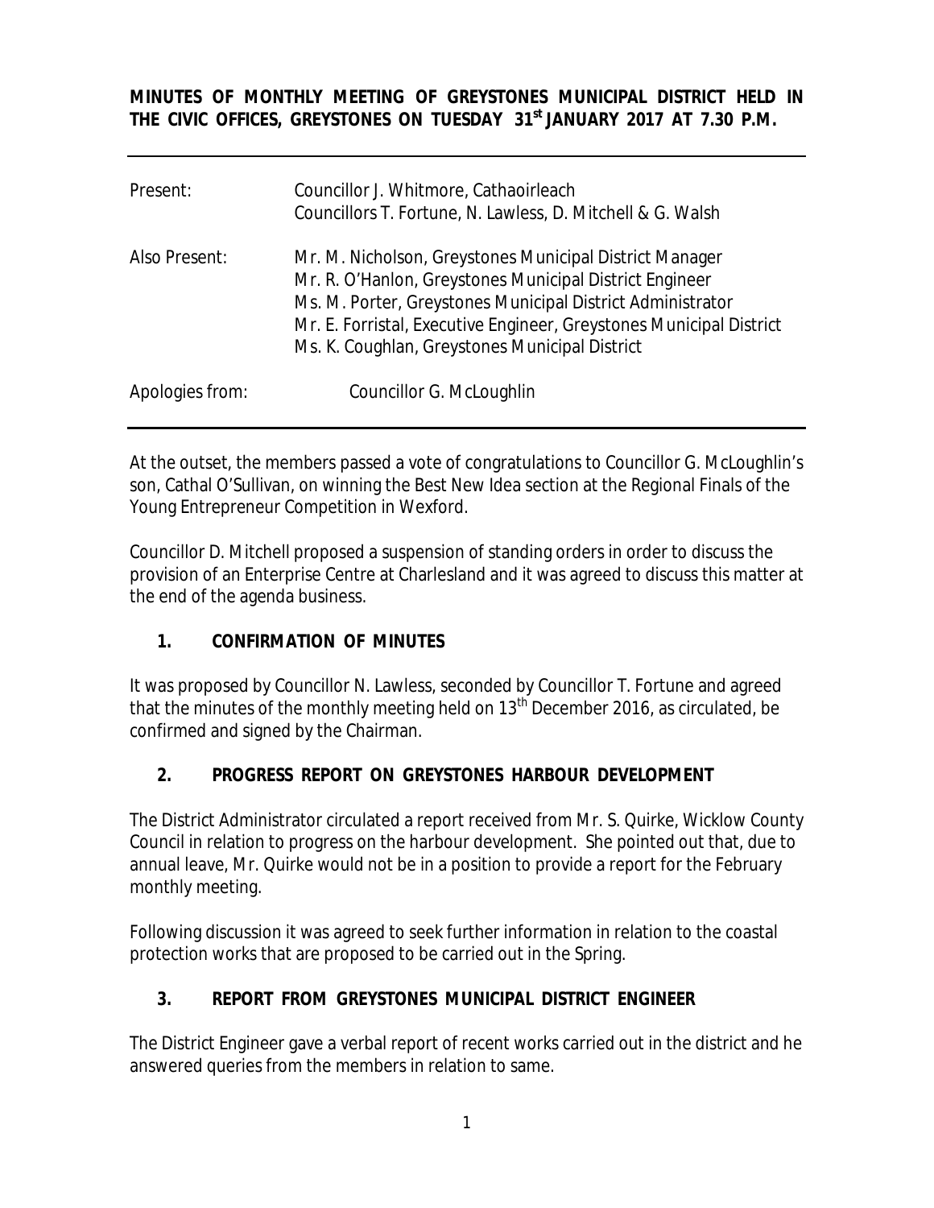**MINUTES OF MONTHLY MEETING OF GREYSTONES MUNICIPAL DISTRICT HELD IN THE CIVIC OFFICES, GREYSTONES ON TUESDAY 31st JANUARY 2017 AT 7.30 P.M.**

| | |
|---|---|
| Present: | Councillor J. Whitmore, Cathaoirleach<br>Councillors T. Fortune, N. Lawless, D. Mitchell & G. Walsh |
| Also Present: | Mr. M. Nicholson, Greystones Municipal District Manager<br>Mr. R. O'Hanlon, Greystones Municipal District Engineer<br>Ms. M. Porter, Greystones Municipal District Administrator<br>Mr. E. Forristal, Executive Engineer, Greystones Municipal District<br>Ms. K. Coughlan, Greystones Municipal District |
| Apologies from: | Councillor G. McLoughlin |

At the outset, the members passed a vote of congratulations to Councillor G. McLoughlin's son, Cathal O'Sullivan, on winning the Best New Idea section at the Regional Finals of the Young Entrepreneur Competition in Wexford.

Councillor D. Mitchell proposed a suspension of standing orders in order to discuss the provision of an Enterprise Centre at Charlesland and it was agreed to discuss this matter at the end of the agenda business.

## 1. CONFIRMATION OF MINUTES

It was proposed by Councillor N. Lawless, seconded by Councillor T. Fortune and agreed that the minutes of the monthly meeting held on 13th December 2016, as circulated, be confirmed and signed by the Chairman.

## 2. PROGRESS REPORT ON GREYSTONES HARBOUR DEVELOPMENT

The District Administrator circulated a report received from Mr. S. Quirke, Wicklow County Council in relation to progress on the harbour development. She pointed out that, due to annual leave, Mr. Quirke would not be in a position to provide a report for the February monthly meeting.

Following discussion it was agreed to seek further information in relation to the coastal protection works that are proposed to be carried out in the Spring.

## 3. REPORT FROM GREYSTONES MUNICIPAL DISTRICT ENGINEER

The District Engineer gave a verbal report of recent works carried out in the district and he answered queries from the members in relation to same.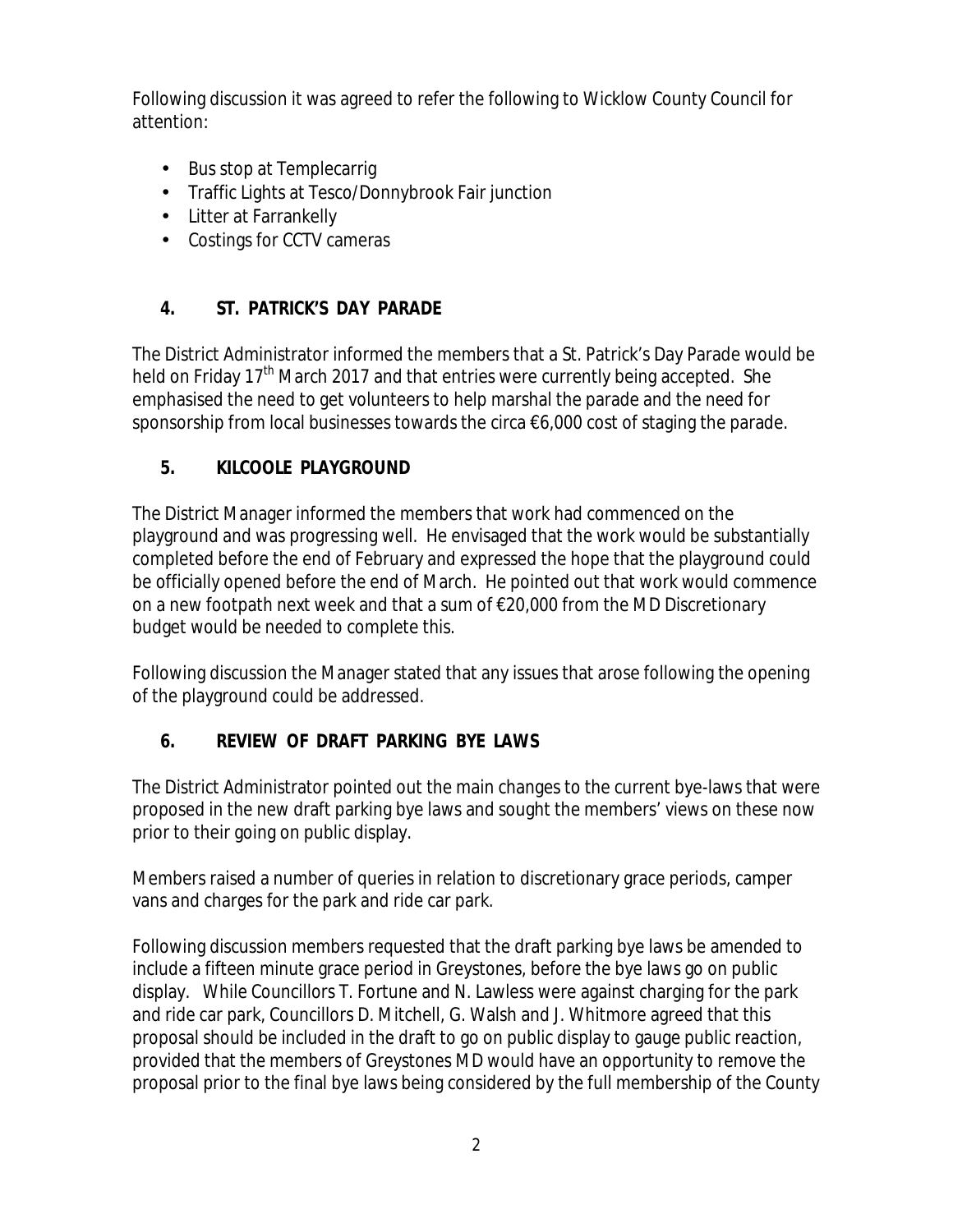Following discussion it was agreed to refer the following to Wicklow County Council for attention:

- Bus stop at Templecarrig
- Traffic Lights at Tesco/Donnybrook Fair junction
- Litter at Farrankelly
- Costings for CCTV cameras

## 4. ST. PATRICK'S DAY PARADE

The District Administrator informed the members that a St. Patrick's Day Parade would be held on Friday 17th March 2017 and that entries were currently being accepted. She emphasised the need to get volunteers to help marshal the parade and the need for sponsorship from local businesses towards the circa €6,000 cost of staging the parade.

## 5. KILCOOLE PLAYGROUND

The District Manager informed the members that work had commenced on the playground and was progressing well. He envisaged that the work would be substantially completed before the end of February and expressed the hope that the playground could be officially opened before the end of March. He pointed out that work would commence on a new footpath next week and that a sum of €20,000 from the MD Discretionary budget would be needed to complete this.

Following discussion the Manager stated that any issues that arose following the opening of the playground could be addressed.

## 6. REVIEW OF DRAFT PARKING BYE LAWS

The District Administrator pointed out the main changes to the current bye-laws that were proposed in the new draft parking bye laws and sought the members' views on these now prior to their going on public display.

Members raised a number of queries in relation to discretionary grace periods, camper vans and charges for the park and ride car park.

Following discussion members requested that the draft parking bye laws be amended to include a fifteen minute grace period in Greystones, before the bye laws go on public display. While Councillors T. Fortune and N. Lawless were against charging for the park and ride car park, Councillors D. Mitchell, G. Walsh and J. Whitmore agreed that this proposal should be included in the draft to go on public display to gauge public reaction, provided that the members of Greystones MD would have an opportunity to remove the proposal prior to the final bye laws being considered by the full membership of the County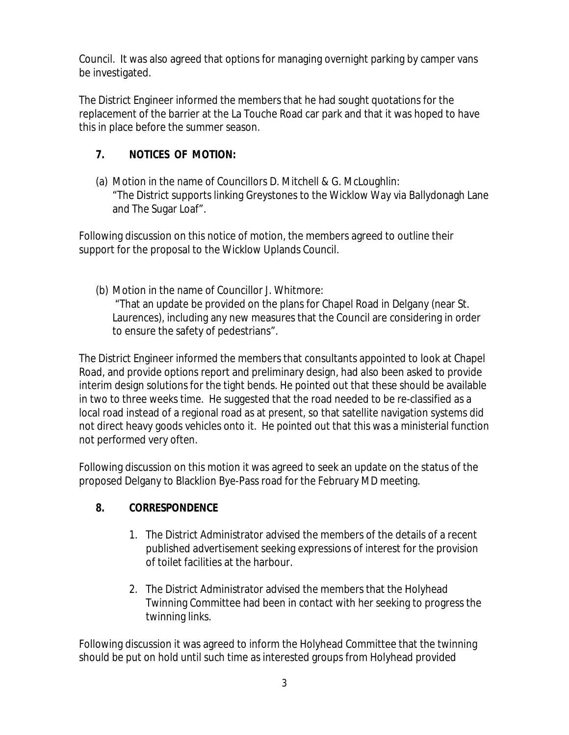Council. It was also agreed that options for managing overnight parking by camper vans be investigated.

The District Engineer informed the members that he had sought quotations for the replacement of the barrier at the La Touche Road car park and that it was hoped to have this in place before the summer season.

## 7. NOTICES OF MOTION:

(a) Motion in the name of Councillors D. Mitchell & G. McLoughlin:
"The District supports linking Greystones to the Wicklow Way via Ballydonagh Lane and The Sugar Loaf".

Following discussion on this notice of motion, the members agreed to outline their support for the proposal to the Wicklow Uplands Council.

(b) Motion in the name of Councillor J. Whitmore:
"That an update be provided on the plans for Chapel Road in Delgany (near St. Laurences), including any new measures that the Council are considering in order to ensure the safety of pedestrians".

The District Engineer informed the members that consultants appointed to look at Chapel Road, and provide options report and preliminary design, had also been asked to provide interim design solutions for the tight bends. He pointed out that these should be available in two to three weeks time. He suggested that the road needed to be re-classified as a local road instead of a regional road as at present, so that satellite navigation systems did not direct heavy goods vehicles onto it. He pointed out that this was a ministerial function not performed very often.

Following discussion on this motion it was agreed to seek an update on the status of the proposed Delgany to Blacklion Bye-Pass road for the February MD meeting.

## 8. CORRESPONDENCE

1. The District Administrator advised the members of the details of a recent published advertisement seeking expressions of interest for the provision of toilet facilities at the harbour.

2. The District Administrator advised the members that the Holyhead Twinning Committee had been in contact with her seeking to progress the twinning links.

Following discussion it was agreed to inform the Holyhead Committee that the twinning should be put on hold until such time as interested groups from Holyhead provided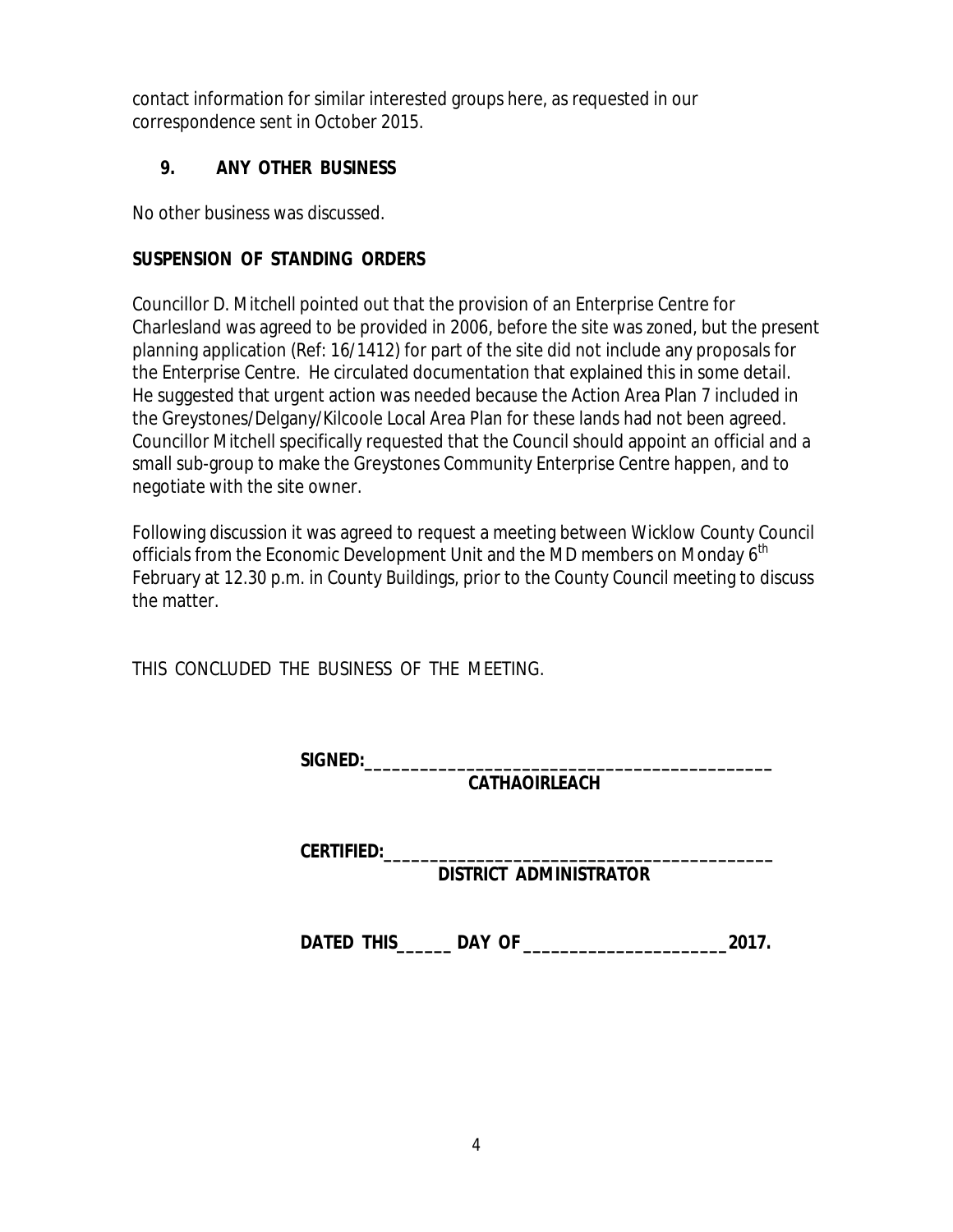contact information for similar interested groups here, as requested in our correspondence sent in October 2015.

## 9. ANY OTHER BUSINESS

No other business was discussed.

## SUSPENSION OF STANDING ORDERS

Councillor D. Mitchell pointed out that the provision of an Enterprise Centre for Charlesland was agreed to be provided in 2006, before the site was zoned, but the present planning application (Ref: 16/1412) for part of the site did not include any proposals for the Enterprise Centre. He circulated documentation that explained this in some detail. He suggested that urgent action was needed because the Action Area Plan 7 included in the Greystones/Delgany/Kilcoole Local Area Plan for these lands had not been agreed. Councillor Mitchell specifically requested that the Council should appoint an official and a small sub-group to make the Greystones Community Enterprise Centre happen, and to negotiate with the site owner.

Following discussion it was agreed to request a meeting between Wicklow County Council officials from the Economic Development Unit and the MD members on Monday 6th February at 12.30 p.m. in County Buildings, prior to the County Council meeting to discuss the matter.

THIS CONCLUDED THE BUSINESS OF THE MEETING.

**SIGNED:_____________________________________________**
**CATHAOIRLEACH**

**CERTIFIED:___________________________________________**
**DISTRICT ADMINISTRATOR**

**DATED THIS______ DAY OF ______________________2017.**